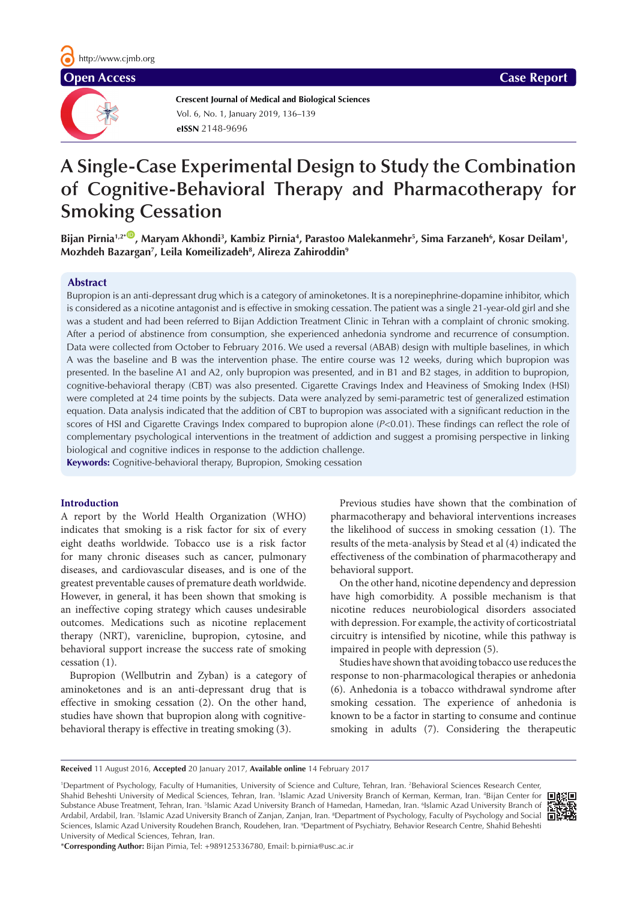# A Single-Case Experimental Design to Study the Combination of Cognitive-Behavioral Therapy and Pharmacotherapy for Smoking Cessation

**Bijan Pirnia[1,2*], Maryam Akhondi[3], Kambiz Pirnia[4], Parastoo Malekanmehr[5], Sima Farzaneh[6], Kosar Deilam[1], Mozhdeh Bazargan[7], Leila Komeilizadeh[8], Alireza Zahiroddin[9]**

## Abstract

Bupropion is an anti-depressant drug which is a category of aminoketones. It is a norepinephrine-dopamine inhibitor, which is considered as a nicotine antagonist and is effective in smoking cessation. The patient was a single 21-year-old girl and she was a student and had been referred to Bijan Addiction Treatment Clinic in Tehran with a complaint of chronic smoking. After a period of abstinence from consumption, she experienced anhedonia syndrome and recurrence of consumption. Data were collected from October to February 2016. We used a reversal (ABAB) design with multiple baselines, in which A was the baseline and B was the intervention phase. The entire course was 12 weeks, during which bupropion was presented. In the baseline A1 and A2, only bupropion was presented, and in B1 and B2 stages, in addition to bupropion, cognitive-behavioral therapy (CBT) was also presented. Cigarette Cravings Index and Heaviness of Smoking Index (HSI) were completed at 24 time points by the subjects. Data were analyzed by semi-parametric test of generalized estimation equation. Data analysis indicated that the addition of CBT to bupropion was associated with a significant reduction in the scores of HSI and Cigarette Cravings Index compared to bupropion alone ($P$<0.01). These findings can reflect the role of complementary psychological interventions in the treatment of addiction and suggest a promising perspective in linking biological and cognitive indices in response to the addiction challenge.

**Keywords:** Cognitive-behavioral therapy, Bupropion, Smoking cessation

## Introduction

A report by the World Health Organization (WHO) indicates that smoking is a risk factor for six of every eight deaths worldwide. Tobacco use is a risk factor for many chronic diseases such as cancer, pulmonary diseases, and cardiovascular diseases, and is one of the greatest preventable causes of premature death worldwide. However, in general, it has been shown that smoking is an ineffective coping strategy which causes undesirable outcomes. Medications such as nicotine replacement therapy (NRT), varenicline, bupropion, cytosine, and behavioral support increase the success rate of smoking cessation (1).

Bupropion (Wellbutrin and Zyban) is a category of aminoketones and is an anti-depressant drug that is effective in smoking cessation (2). On the other hand, studies have shown that bupropion along with cognitive-behavioral therapy is effective in treating smoking (3).

Previous studies have shown that the combination of pharmacotherapy and behavioral interventions increases the likelihood of success in smoking cessation (1). The results of the meta-analysis by Stead et al (4) indicated the effectiveness of the combination of pharmacotherapy and behavioral support.

On the other hand, nicotine dependency and depression have high comorbidity. A possible mechanism is that nicotine reduces neurobiological disorders associated with depression. For example, the activity of corticostriatal circuitry is intensified by nicotine, while this pathway is impaired in people with depression (5).

Studies have shown that avoiding tobacco use reduces the response to non-pharmacological therapies or anhedonia (6). Anhedonia is a tobacco withdrawal syndrome after smoking cessation. The experience of anhedonia is known to be a factor in starting to consume and continue smoking in adults (7). Considering the therapeutic

**Received** 11 August 2016, **Accepted** 20 January 2017, **Available online** 14 February 2017

[1]Department of Psychology, Faculty of Humanities, University of Science and Culture, Tehran, Iran. [2]Behavioral Sciences Research Center, Shahid Beheshti University of Medical Sciences, Tehran, Iran. [3]Islamic Azad University Branch of Kerman, Kerman, Iran. [4]Bijan Center for Substance Abuse Treatment, Tehran, Iran. [5]Islamic Azad University Branch of Hamedan, Hamedan, Iran. [6]Islamic Azad University Branch of Ardabil, Ardabil, Iran. [7]Islamic Azad University Branch of Zanjan, Zanjan, Iran. [8]Department of Psychology, Faculty of Psychology and Social Sciences, Islamic Azad University Roudehen Branch, Roudehen, Iran. [9]Department of Psychiatry, Behavior Research Centre, Shahid Beheshti University of Medical Sciences, Tehran, Iran.

\***Corresponding Author:** Bijan Pirnia, Tel: +989125336780, Email: b.pirnia@usc.ac.ir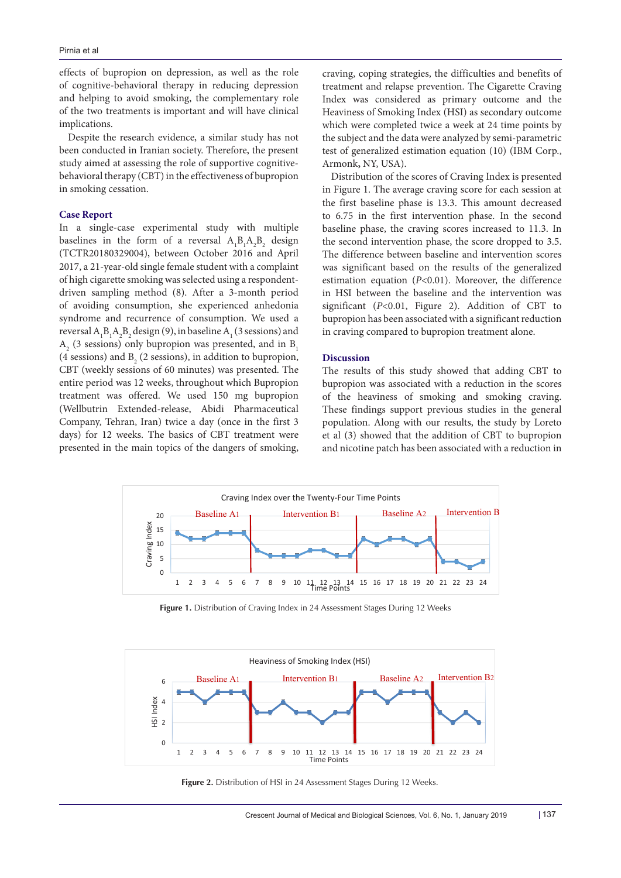effects of bupropion on depression, as well as the role of cognitive-behavioral therapy in reducing depression and helping to avoid smoking, the complementary role of the two treatments is important and will have clinical implications.

Despite the research evidence, a similar study has not been conducted in Iranian society. Therefore, the present study aimed at assessing the role of supportive cognitive-behavioral therapy (CBT) in the effectiveness of bupropion in smoking cessation.

## Case Report

In a single-case experimental study with multiple baselines in the form of a reversal $A_1B_1A_2B_2$ design (TCTR20180329004), between October 2016 and April 2017, a 21-year-old single female student with a complaint of high cigarette smoking was selected using a respondent-driven sampling method (8). After a 3-month period of avoiding consumption, she experienced anhedonia syndrome and recurrence of consumption. We used a reversal $A_1B_1A_2B_2$ design (9), in baseline $A_1$ (3 sessions) and $A_2$ (3 sessions) only bupropion was presented, and in $B_1$ (4 sessions) and $B_2$ (2 sessions), in addition to bupropion, CBT (weekly sessions of 60 minutes) was presented. The entire period was 12 weeks, throughout which Bupropion treatment was offered. We used 150 mg bupropion (Wellbutrin Extended-release, Abidi Pharmaceutical Company, Tehran, Iran) twice a day (once in the first 3 days) for 12 weeks. The basics of CBT treatment were presented in the main topics of the dangers of smoking, craving, coping strategies, the difficulties and benefits of treatment and relapse prevention. The Cigarette Craving Index was considered as primary outcome and the Heaviness of Smoking Index (HSI) as secondary outcome which were completed twice a week at 24 time points by the subject and the data were analyzed by semi-parametric test of generalized estimation equation (10) (IBM Corp., Armonk, NY, USA).

Distribution of the scores of Craving Index is presented in Figure 1. The average craving score for each session at the first baseline phase is 13.3. This amount decreased to 6.75 in the first intervention phase. In the second baseline phase, the craving scores increased to 11.3. In the second intervention phase, the score dropped to 3.5. The difference between baseline and intervention scores was significant based on the results of the generalized estimation equation ($P<0.01$). Moreover, the difference in HSI between the baseline and the intervention was significant ($P<0.01$, Figure 2). Addition of CBT to bupropion has been associated with a significant reduction in craving compared to bupropion treatment alone.

## Discussion

The results of this study showed that adding CBT to bupropion was associated with a reduction in the scores of the heaviness of smoking and smoking craving. These findings support previous studies in the general population. Along with our results, the study by Loreto et al (3) showed that the addition of CBT to bupropion and nicotine patch has been associated with a reduction in

**Figure 1.** Distribution of Craving Index in 24 Assessment Stages During 12 Weeks

**Figure 2.** Distribution of HSI in 24 Assessment Stages During 12 Weeks.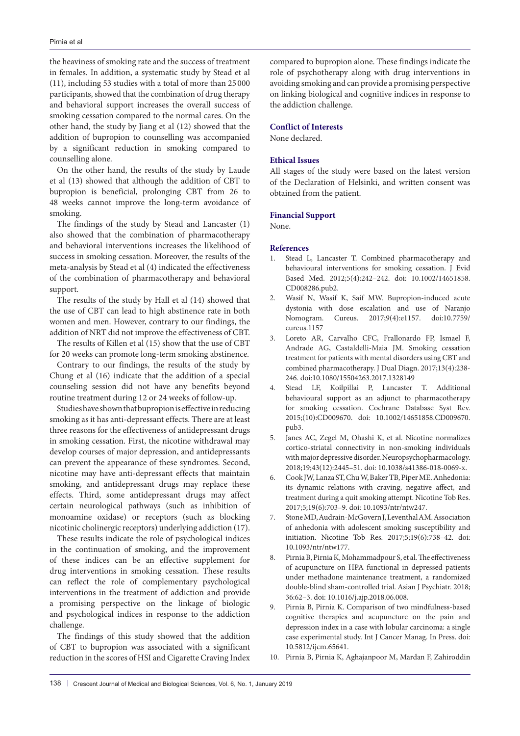the heaviness of smoking rate and the success of treatment in females. In addition, a systematic study by Stead et al (11), including 53 studies with a total of more than 25 000 participants, showed that the combination of drug therapy and behavioral support increases the overall success of smoking cessation compared to the normal cares. On the other hand, the study by Jiang et al (12) showed that the addition of bupropion to counselling was accompanied by a significant reduction in smoking compared to counselling alone.

On the other hand, the results of the study by Laude et al (13) showed that although the addition of CBT to bupropion is beneficial, prolonging CBT from 26 to 48 weeks cannot improve the long-term avoidance of smoking.

The findings of the study by Stead and Lancaster (1) also showed that the combination of pharmacotherapy and behavioral interventions increases the likelihood of success in smoking cessation. Moreover, the results of the meta-analysis by Stead et al (4) indicated the effectiveness of the combination of pharmacotherapy and behavioral support.

The results of the study by Hall et al (14) showed that the use of CBT can lead to high abstinence rate in both women and men. However, contrary to our findings, the addition of NRT did not improve the effectiveness of CBT.

The results of Killen et al (15) show that the use of CBT for 20 weeks can promote long-term smoking abstinence.

Contrary to our findings, the results of the study by Chung et al (16) indicate that the addition of a special counseling session did not have any benefits beyond routine treatment during 12 or 24 weeks of follow-up.

Studies have shown that bupropion is effective in reducing smoking as it has anti-depressant effects. There are at least three reasons for the effectiveness of antidepressant drugs in smoking cessation. First, the nicotine withdrawal may develop courses of major depression, and antidepressants can prevent the appearance of these syndromes. Second, nicotine may have anti-depressant effects that maintain smoking, and antidepressant drugs may replace these effects. Third, some antidepressant drugs may affect certain neurological pathways (such as inhibition of monoamine oxidase) or receptors (such as blocking nicotinic cholinergic receptors) underlying addiction (17).

These results indicate the role of psychological indices in the continuation of smoking, and the improvement of these indices can be an effective supplement for drug interventions in smoking cessation. These results can reflect the role of complementary psychological interventions in the treatment of addiction and provide a promising perspective on the linkage of biologic and psychological indices in response to the addiction challenge.

The findings of this study showed that the addition of CBT to bupropion was associated with a significant reduction in the scores of HSI and Cigarette Craving Index compared to bupropion alone. These findings indicate the role of psychotherapy along with drug interventions in avoiding smoking and can provide a promising perspective on linking biological and cognitive indices in response to the addiction challenge.

### Conflict of Interests

None declared.

### Ethical Issues

All stages of the study were based on the latest version of the Declaration of Helsinki, and written consent was obtained from the patient.

### Financial Support

None.

### References

1. Stead L, Lancaster T. Combined pharmacotherapy and behavioural interventions for smoking cessation. J Evid Based Med. 2012;5(4):242–242. doi: 10.1002/14651858.CD008286.pub2.
2. Wasif N, Wasif K, Saif MW. Bupropion-induced acute dystonia with dose escalation and use of Naranjo Nomogram. Cureus. 2017;9(4):e1157. doi:10.7759/cureus.1157
3. Loreto AR, Carvalho CFC, Frallonardo FP, Ismael F, Andrade AG, Castaldelli-Maia JM. Smoking cessation treatment for patients with mental disorders using CBT and combined pharmacotherapy. J Dual Diagn. 2017;13(4):238-246. doi:10.1080/15504263.2017.1328149
4. Stead LF, Koilpillai P, Lancaster T. Additional behavioural support as an adjunct to pharmacotherapy for smoking cessation. Cochrane Database Syst Rev. 2015;(10):CD009670. doi: 10.1002/14651858.CD009670.pub3.
5. Janes AC, Zegel M, Ohashi K, et al. Nicotine normalizes cortico-striatal connectivity in non-smoking individuals with major depressive disorder. Neuropsychopharmacology. 2018;19;43(12):2445–51. doi: 10.1038/s41386-018-0069-x.
6. Cook JW, Lanza ST, Chu W, Baker TB, Piper ME. Anhedonia: its dynamic relations with craving, negative affect, and treatment during a quit smoking attempt. Nicotine Tob Res. 2017;5;19(6):703–9. doi: 10.1093/ntr/ntw247.
7. Stone MD, Audrain-McGovern J, Leventhal AM. Association of anhedonia with adolescent smoking susceptibility and initiation. Nicotine Tob Res. 2017;5;19(6):738–42. doi: 10.1093/ntr/ntw177.
8. Pirnia B, Pirnia K, Mohammadpour S, et al. The effectiveness of acupuncture on HPA functional in depressed patients under methadone maintenance treatment, a randomized double-blind sham-controlled trial. Asian J Psychiatr. 2018; 36:62–3. doi: 10.1016/j.ajp.2018.06.008.
9. Pirnia B, Pirnia K. Comparison of two mindfulness-based cognitive therapies and acupuncture on the pain and depression index in a case with lobular carcinoma: a single case experimental study. Int J Cancer Manag. In Press. doi: 10.5812/ijcm.65641.
10. Pirnia B, Pirnia K, Aghajanpoor M, Mardan F, Zahiroddin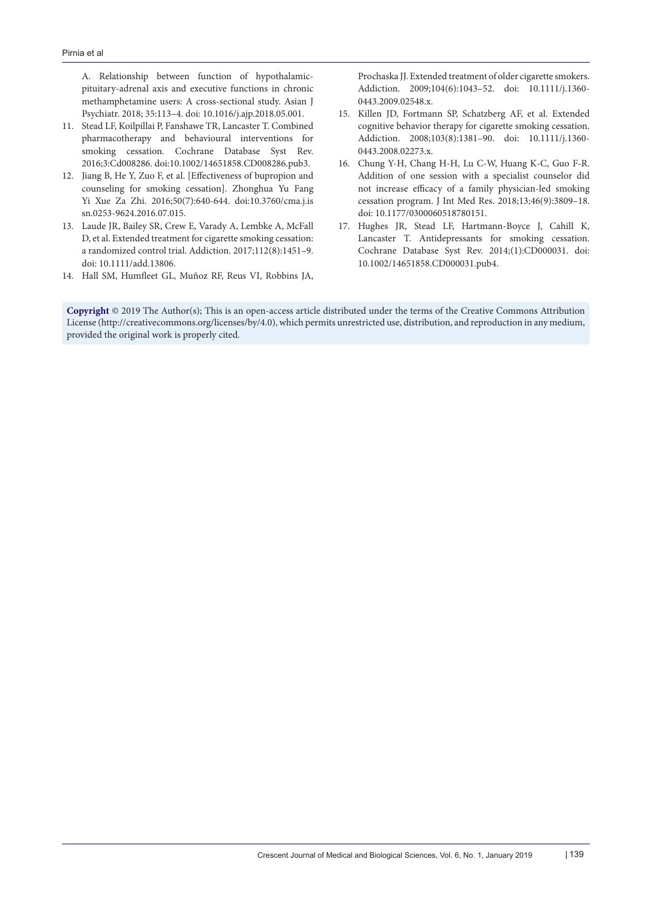A. Relationship between function of hypothalamic-pituitary-adrenal axis and executive functions in chronic methamphetamine users: A cross-sectional study. Asian J Psychiatr. 2018; 35:113–4. doi: 10.1016/j.ajp.2018.05.001.

11. Stead LF, Koilpillai P, Fanshawe TR, Lancaster T. Combined pharmacotherapy and behavioural interventions for smoking cessation. Cochrane Database Syst Rev. 2016;3:Cd008286. doi:10.1002/14651858.CD008286.pub3.
12. Jiang B, He Y, Zuo F, et al. [Effectiveness of bupropion and counseling for smoking cessation]. Zhonghua Yu Fang Yi Xue Za Zhi. 2016;50(7):640-644. doi:10.3760/cma.j.issn.0253-9624.2016.07.015.
13. Laude JR, Bailey SR, Crew E, Varady A, Lembke A, McFall D, et al. Extended treatment for cigarette smoking cessation: a randomized control trial. Addiction. 2017;112(8):1451–9. doi: 10.1111/add.13806.
14. Hall SM, Humfleet GL, Muñoz RF, Reus VI, Robbins JA, Prochaska JJ. Extended treatment of older cigarette smokers. Addiction. 2009;104(6):1043–52. doi: 10.1111/j.1360-0443.2009.02548.x.
15. Killen JD, Fortmann SP, Schatzberg AF, et al. Extended cognitive behavior therapy for cigarette smoking cessation. Addiction. 2008;103(8):1381–90. doi: 10.1111/j.1360-0443.2008.02273.x.
16. Chung Y-H, Chang H-H, Lu C-W, Huang K-C, Guo F-R. Addition of one session with a specialist counselor did not increase efficacy of a family physician-led smoking cessation program. J Int Med Res. 2018;13;46(9):3809–18. doi: 10.1177/0300060518780151.
17. Hughes JR, Stead LF, Hartmann-Boyce J, Cahill K, Lancaster T. Antidepressants for smoking cessation. Cochrane Database Syst Rev. 2014;(1):CD000031. doi: 10.1002/14651858.CD000031.pub4.

**Copyright** © 2019 The Author(s); This is an open-access article distributed under the terms of the Creative Commons Attribution License (http://creativecommons.org/licenses/by/4.0), which permits unrestricted use, distribution, and reproduction in any medium, provided the original work is properly cited.